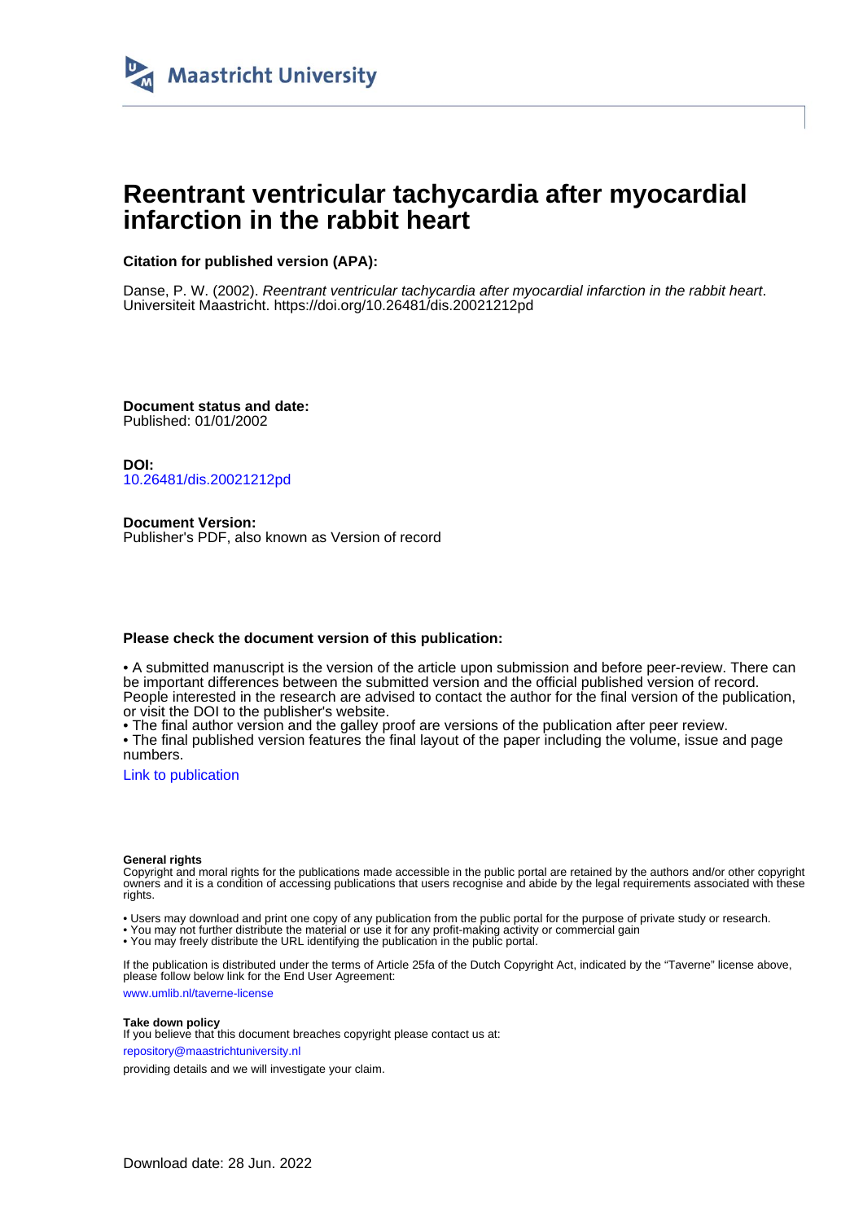Maastricht University

# Reentrant ventricular tachycardia after myocardial infarction in the rabbit heart

**Citation for published version (APA):**

Danse, P. W. (2002). *Reentrant ventricular tachycardia after myocardial infarction in the rabbit heart*. Universiteit Maastricht. https://doi.org/10.26481/dis.20021212pd

**Document status and date:**
Published: 01/01/2002

**DOI:**
10.26481/dis.20021212pd

**Document Version:**
Publisher's PDF, also known as Version of record

**Please check the document version of this publication:**

• A submitted manuscript is the version of the article upon submission and before peer-review. There can be important differences between the submitted version and the official published version of record. People interested in the research are advised to contact the author for the final version of the publication, or visit the DOI to the publisher's website.
• The final author version and the galley proof are versions of the publication after peer review.
• The final published version features the final layout of the paper including the volume, issue and page numbers.

Link to publication

**General rights**
Copyright and moral rights for the publications made accessible in the public portal are retained by the authors and/or other copyright owners and it is a condition of accessing publications that users recognise and abide by the legal requirements associated with these rights.

• Users may download and print one copy of any publication from the public portal for the purpose of private study or research.
• You may not further distribute the material or use it for any profit-making activity or commercial gain
• You may freely distribute the URL identifying the publication in the public portal.

If the publication is distributed under the terms of Article 25fa of the Dutch Copyright Act, indicated by the "Taverne" license above, please follow below link for the End User Agreement:

www.umlib.nl/taverne-license

**Take down policy**
If you believe that this document breaches copyright please contact us at:

repository@maastrichtuniversity.nl

providing details and we will investigate your claim.

Download date: 28 Jun. 2022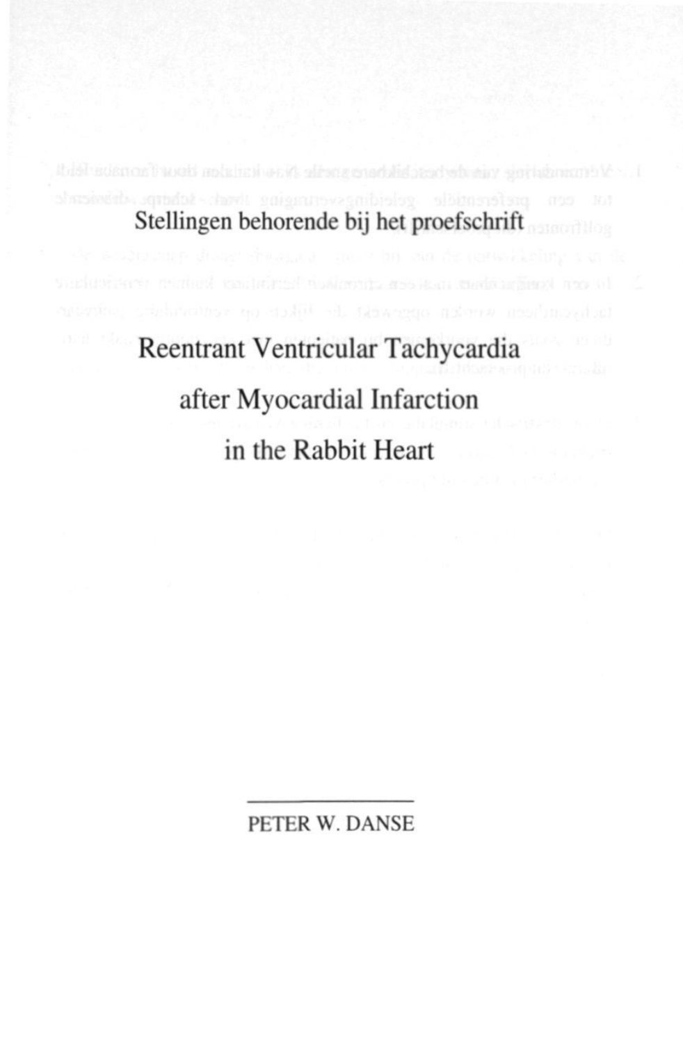Stellingen behorende bij het proefschrift

# Reentrant Ventricular Tachycardia after Myocardial Infarction in the Rabbit Heart

PETER W. DANSE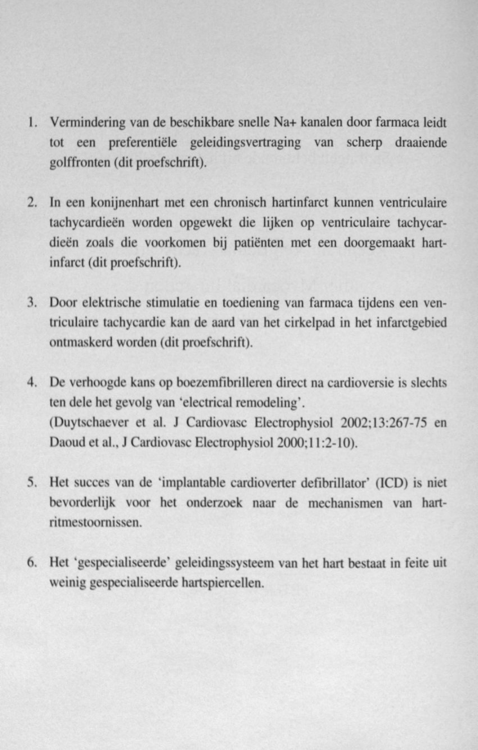1. Vermindering van de beschikbare snelle Na+ kanalen door farmaca leidt tot een preferentiële geleidingsvertraging van scherp draaiende golffronten (dit proefschrift).

2. In een konijnenhart met een chronisch hartinfarct kunnen ventriculaire tachycardieën worden opgewekt die lijken op ventriculaire tachycardieën zoals die voorkomen bij patiënten met een doorgemaakt hartinfarct (dit proefschrift).

3. Door elektrische stimulatie en toediening van farmaca tijdens een ventriculaire tachycardie kan de aard van het cirkelpad in het infarctgebied ontmaskerd worden (dit proefschrift).

4. De verhoogde kans op boezemfibrilleren direct na cardioversie is slechts ten dele het gevolg van 'electrical remodeling'.
(Duytschaever et al. J Cardiovasc Electrophysiol 2002;13:267-75 en Daoud et al., J Cardiovasc Electrophysiol 2000;11:2-10).

5. Het succes van de 'implantable cardioverter defibrillator' (ICD) is niet bevorderlijk voor het onderzoek naar de mechanismen van hartritmestoornissen.

6. Het 'gespecialiseerde' geleidingssysteem van het hart bestaat in feite uit weinig gespecialiseerde hartspiercellen.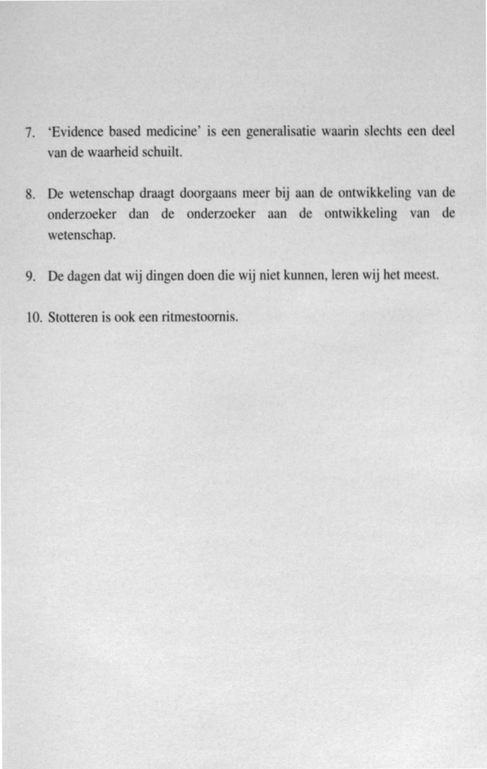7. 'Evidence based medicine' is een generalisatie waarin slechts een deel van de waarheid schuilt.

8. De wetenschap draagt doorgaans meer bij aan de ontwikkeling van de onderzoeker dan de onderzoeker aan de ontwikkeling van de wetenschap.

9. De dagen dat wij dingen doen die wij niet kunnen, leren wij het meest.

10. Stotteren is ook een ritmestoornis.